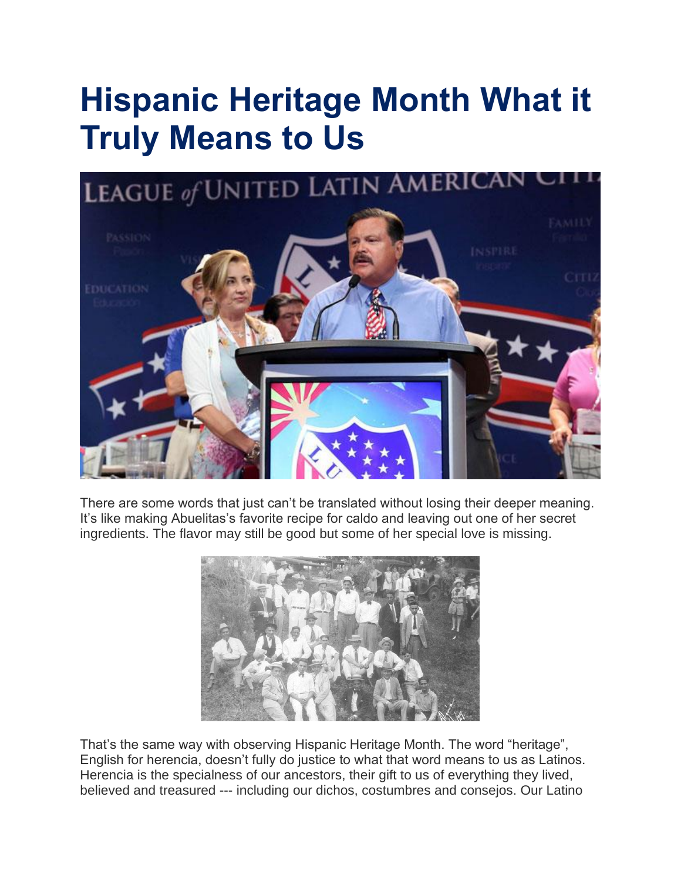# Hispanic Heritage Month What it Truly Means to Us

There are some words that just can't be translated without losing their deeper meaning. It's like making Abuelitas's favorite recipe for caldo and leaving out one of her secret ingredients. The flavor may still be good but some of her special love is missing.

That's the same way with observing Hispanic Heritage Month. The word "heritage", English for herencia, doesn't fully do justice to what that word means to us as Latinos. Herencia is the specialness of our ancestors, their gift to us of everything they lived, believed and treasured --- including our dichos, costumbres and consejos. Our Latino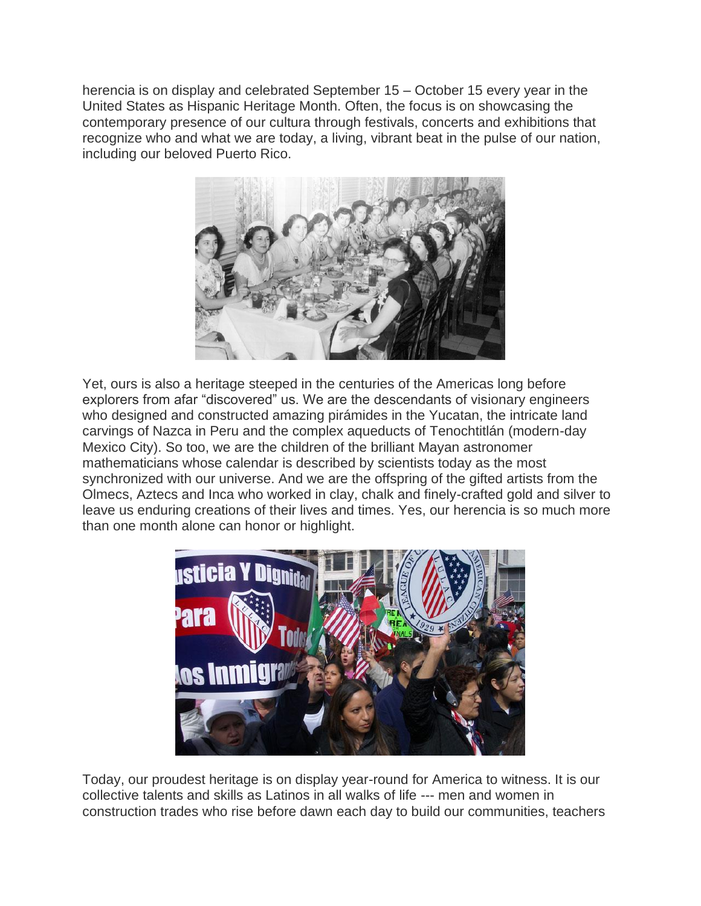herencia is on display and celebrated September 15 – October 15 every year in the United States as Hispanic Heritage Month. Often, the focus is on showcasing the contemporary presence of our cultura through festivals, concerts and exhibitions that recognize who and what we are today, a living, vibrant beat in the pulse of our nation, including our beloved Puerto Rico.

Yet, ours is also a heritage steeped in the centuries of the Americas long before explorers from afar "discovered" us. We are the descendants of visionary engineers who designed and constructed amazing pirámides in the Yucatan, the intricate land carvings of Nazca in Peru and the complex aqueducts of Tenochtitlán (modern-day Mexico City). So too, we are the children of the brilliant Mayan astronomer mathematicians whose calendar is described by scientists today as the most synchronized with our universe. And we are the offspring of the gifted artists from the Olmecs, Aztecs and Inca who worked in clay, chalk and finely-crafted gold and silver to leave us enduring creations of their lives and times. Yes, our herencia is so much more than one month alone can honor or highlight.

Today, our proudest heritage is on display year-round for America to witness. It is our collective talents and skills as Latinos in all walks of life --- men and women in construction trades who rise before dawn each day to build our communities, teachers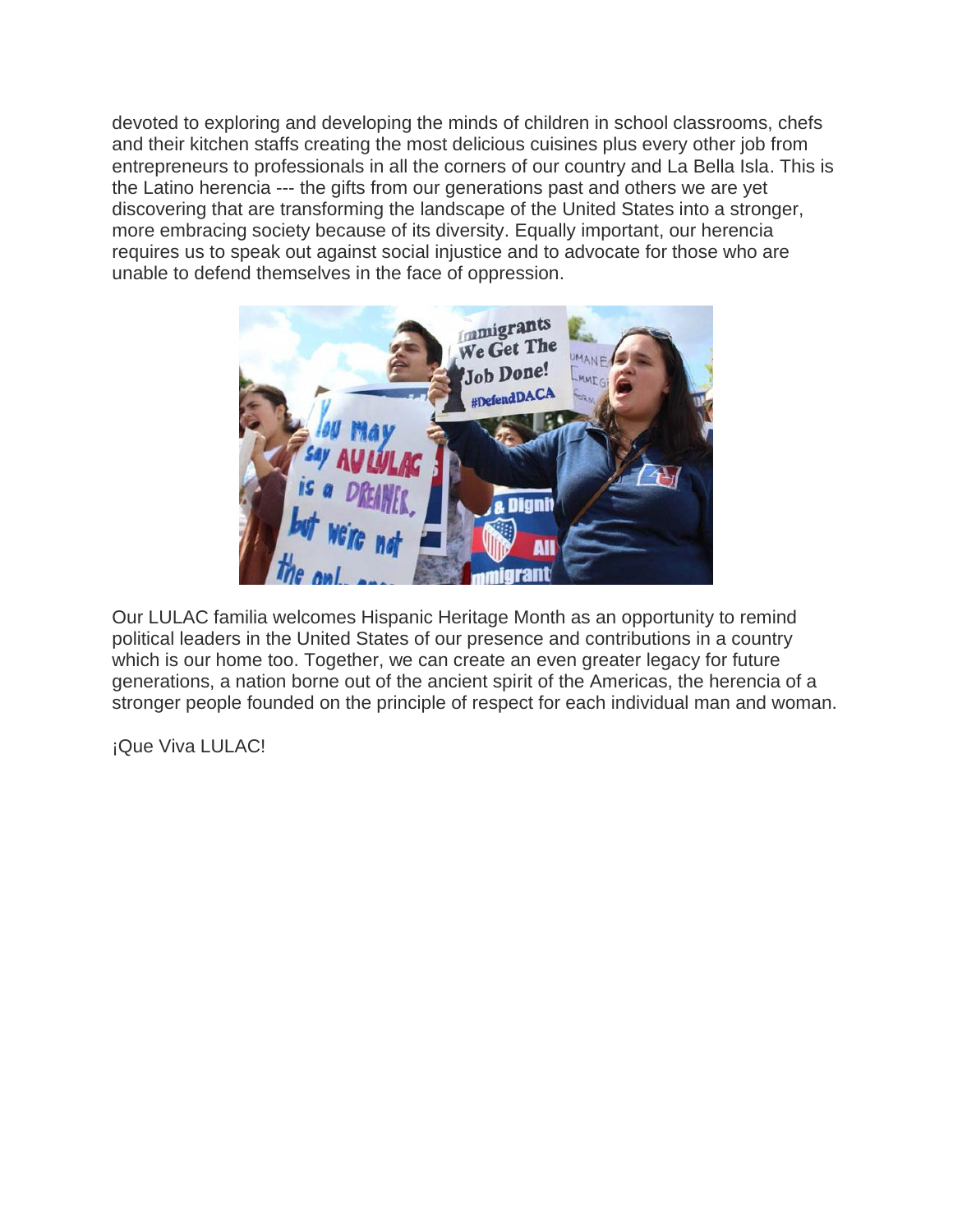devoted to exploring and developing the minds of children in school classrooms, chefs and their kitchen staffs creating the most delicious cuisines plus every other job from entrepreneurs to professionals in all the corners of our country and La Bella Isla. This is the Latino herencia --- the gifts from our generations past and others we are yet discovering that are transforming the landscape of the United States into a stronger, more embracing society because of its diversity. Equally important, our herencia requires us to speak out against social injustice and to advocate for those who are unable to defend themselves in the face of oppression.

Our LULAC familia welcomes Hispanic Heritage Month as an opportunity to remind political leaders in the United States of our presence and contributions in a country which is our home too. Together, we can create an even greater legacy for future generations, a nation borne out of the ancient spirit of the Americas, the herencia of a stronger people founded on the principle of respect for each individual man and woman.

¡Que Viva LULAC!